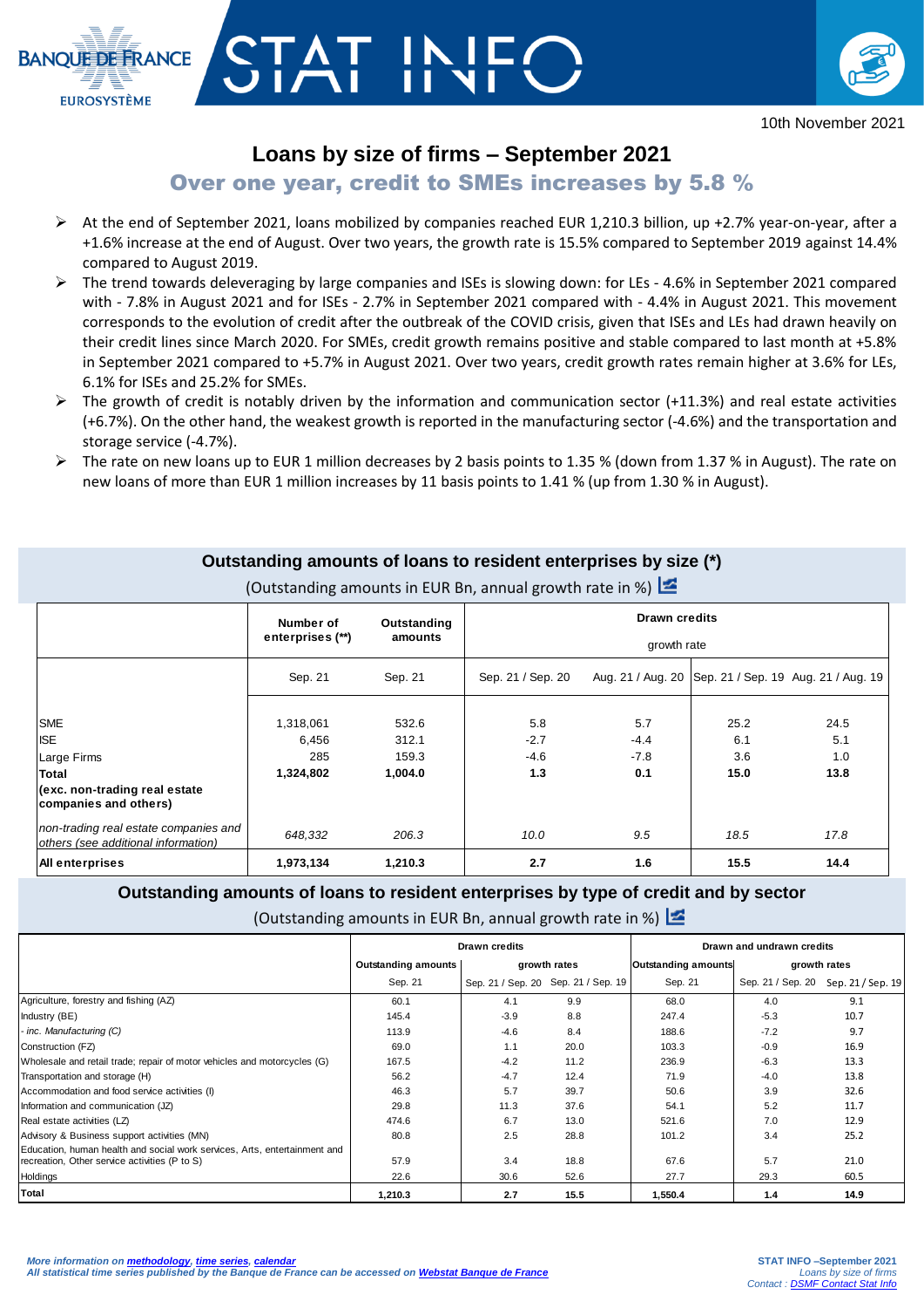BANQUE DE FRANCE
EUROSYSTÈME

# STAT INFO

10th November 2021

## Loans by size of firms – September 2021

### Over one year, credit to SMEs increases by 5.8 %

- At the end of September 2021, loans mobilized by companies reached EUR 1,210.3 billion, up +2.7% year-on-year, after a +1.6% increase at the end of August. Over two years, the growth rate is 15.5% compared to September 2019 against 14.4% compared to August 2019.
- The trend towards deleveraging by large companies and ISEs is slowing down: for LEs - 4.6% in September 2021 compared with - 7.8% in August 2021 and for ISEs - 2.7% in September 2021 compared with - 4.4% in August 2021. This movement corresponds to the evolution of credit after the outbreak of the COVID crisis, given that ISEs and LEs had drawn heavily on their credit lines since March 2020. For SMEs, credit growth remains positive and stable compared to last month at +5.8% in September 2021 compared to +5.7% in August 2021. Over two years, credit growth rates remain higher at 3.6% for LEs, 6.1% for ISEs and 25.2% for SMEs.
- The growth of credit is notably driven by the information and communication sector (+11.3%) and real estate activities (+6.7%). On the other hand, the weakest growth is reported in the manufacturing sector (-4.6%) and the transportation and storage service (-4.7%).
- The rate on new loans up to EUR 1 million decreases by 2 basis points to 1.35 % (down from 1.37 % in August). The rate on new loans of more than EUR 1 million increases by 11 basis points to 1.41 % (up from 1.30 % in August).

### Outstanding amounts of loans to resident enterprises by size (*)

(Outstanding amounts in EUR Bn, annual growth rate in %)

| | Number of enterprises (**) | Outstanding amounts | Drawn credits growth rate | | | |
|---|---|---|---|---|---|---|
| | Sep. 21 | Sep. 21 | Sep. 21 / Sep. 20 | Aug. 21 / Aug. 20 | Sep. 21 / Sep. 19 | Aug. 21 / Aug. 19 |
| SME | 1,318,061 | 532.6 | 5.8 | 5.7 | 25.2 | 24.5 |
| ISE | 6,456 | 312.1 | -2.7 | -4.4 | 6.1 | 5.1 |
| Large Firms | 285 | 159.3 | -4.6 | -7.8 | 3.6 | 1.0 |
| **Total (exc. non-trading real estate companies and others)** | **1,324,802** | **1,004.0** | **1.3** | **0.1** | **15.0** | **13.8** |
| *non-trading real estate companies and others (see additional information)* | *648,332* | *206.3* | *10.0* | *9.5* | *18.5* | *17.8* |
| **All enterprises** | **1,973,134** | **1,210.3** | **2.7** | **1.6** | **15.5** | **14.4** |

### Outstanding amounts of loans to resident enterprises by type of credit and by sector

(Outstanding amounts in EUR Bn, annual growth rate in %)

| | Drawn credits | | | Drawn and undrawn credits | | |
|---|---|---|---|---|---|---|
| | Outstanding amounts | growth rates | | Outstanding amounts | growth rates | |
| | Sep. 21 | Sep. 21 / Sep. 20 | Sep. 21 / Sep. 19 | Sep. 21 | Sep. 21 / Sep. 20 | Sep. 21 / Sep. 19 |
| Agriculture, forestry and fishing (AZ) | 60.1 | 4.1 | 9.9 | 68.0 | 4.0 | 9.1 |
| Industry (BE) | 145.4 | -3.9 | 8.8 | 247.4 | -5.3 | 10.7 |
| *- inc. Manufacturing (C)* | 113.9 | -4.6 | 8.4 | 188.6 | -7.2 | 9.7 |
| Construction (FZ) | 69.0 | 1.1 | 20.0 | 103.3 | -0.9 | 16.9 |
| Wholesale and retail trade; repair of motor vehicles and motorcycles (G) | 167.5 | -4.2 | 11.2 | 236.9 | -6.3 | 13.3 |
| Transportation and storage (H) | 56.2 | -4.7 | 12.4 | 71.9 | -4.0 | 13.8 |
| Accommodation and food service activities (I) | 46.3 | 5.7 | 39.7 | 50.6 | 3.9 | 32.6 |
| Information and communication (JZ) | 29.8 | 11.3 | 37.6 | 54.1 | 5.2 | 11.7 |
| Real estate activities (LZ) | 474.6 | 6.7 | 13.0 | 521.6 | 7.0 | 12.9 |
| Advisory & Business support activities (MN) | 80.8 | 2.5 | 28.8 | 101.2 | 3.4 | 25.2 |
| Education, human health and social work services, Arts, entertainment and recreation, Other service activities (P to S) | 57.9 | 3.4 | 18.8 | 67.6 | 5.7 | 21.0 |
| Holdings | 22.6 | 30.6 | 52.6 | 27.7 | 29.3 | 60.5 |
| **Total** | **1,210.3** | **2.7** | **15.5** | **1,550.4** | **1.4** | **14.9** |

*More information on methodology, time series, calendar*
*All statistical time series published by the Banque de France can be accessed on Webstat Banque de France*

STAT INFO –September 2021
*Loans by size of firms*
*Contact : DSMF Contact Stat Info*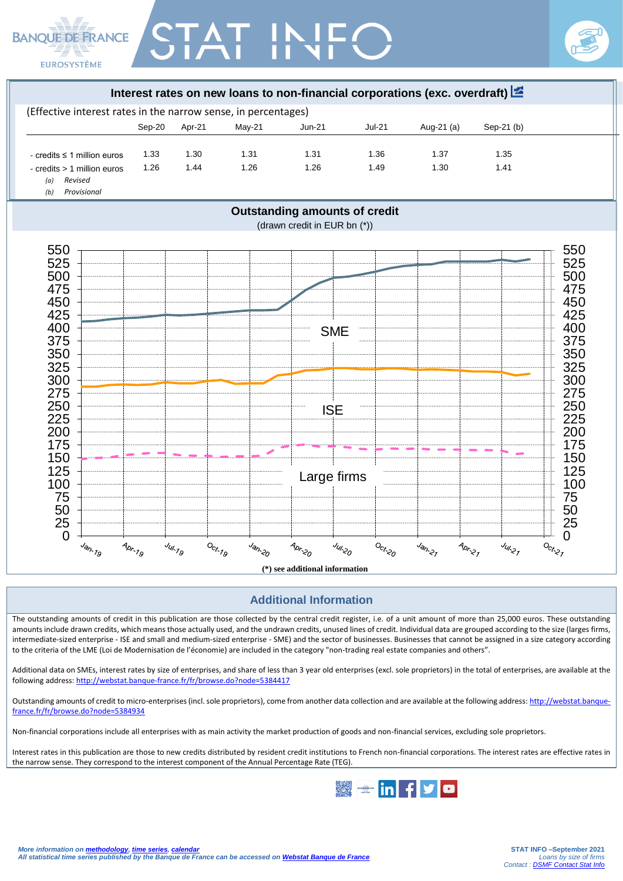## Interest rates on new loans to non-financial corporations (exc. overdraft)

(Effective interest rates in the narrow sense, in percentages)

| | Sep-20 | Apr-21 | May-21 | Jun-21 | Jul-21 | Aug-21 (a) | Sep-21 (b) |
|---|---|---|---|---|---|---|---|
| - credits ≤ 1 million euros | 1.33 | 1.30 | 1.31 | 1.31 | 1.36 | 1.37 | 1.35 |
| - credits > 1 million euros | 1.26 | 1.44 | 1.26 | 1.26 | 1.49 | 1.30 | 1.41 |

*(a) Revised*
*(b) Provisional*

## Outstanding amounts of credit

(drawn credit in EUR bn (*))

550
525
500
475
450
425
400
375
350
325
300
275
250
225
200
175
150
125
100
75
50
25
0

SME
ISE
Large firms

Jan-19
Apr-19
Jul-19
Oct-19
Jan-20
Apr-20
Jul-20
Oct-20
Jan-21
Apr-21
Jul-21
Oct-21

**(*) see additional information**

## Additional Information

The outstanding amounts of credit in this publication are those collected by the central credit register, i.e. of a unit amount of more than 25,000 euros. These outstanding amounts include drawn credits, which means those actually used, and the undrawn credits, unused lines of credit. Individual data are grouped according to the size (larges firms, intermediate-sized enterprise - ISE and small and medium-sized enterprise - SME) and the sector of businesses. Businesses that cannot be assigned in a size category according to the criteria of the LME (Loi de Modernisation de l'économie) are included in the category "non-trading real estate companies and others".

Additional data on SMEs, interest rates by size of enterprises, and share of less than 3 year old enterprises (excl. sole proprietors) in the total of enterprises, are available at the following address: http://webstat.banque-france.fr/fr/browse.do?node=5384417

Outstanding amounts of credit to micro-enterprises (incl. sole proprietors), come from another data collection and are available at the following address: http://webstat.banque-france.fr/fr/browse.do?node=5384934

Non-financial corporations include all enterprises with as main activity the market production of goods and non-financial services, excluding sole proprietors.

Interest rates in this publication are those to new credits distributed by resident credit institutions to French non-financial corporations. The interest rates are effective rates in the narrow sense. They correspond to the interest component of the Annual Percentage Rate (TEG).

*More information on **methodology**, **time series**, **calendar***
*All statistical time series published by the Banque de France can be accessed on **Webstat Banque de France***

**STAT INFO –September 2021**
*Loans by size of firms*
*Contact : DSMF Contact Stat Info*